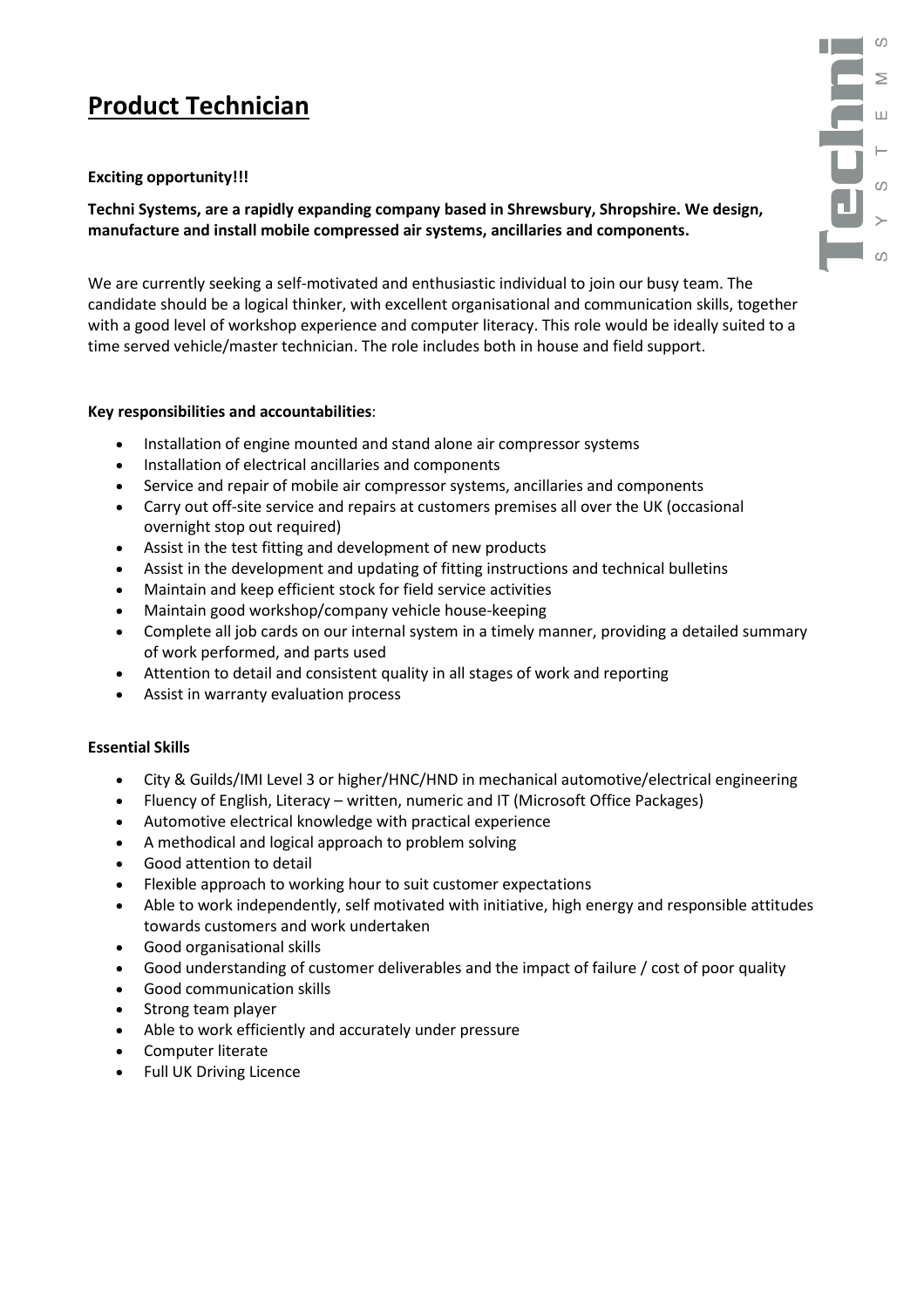# Product Technician

**Exciting opportunity!!!**

**Techni Systems, are a rapidly expanding company based in Shrewsbury, Shropshire. We design, manufacture and install mobile compressed air systems, ancillaries and components.**

We are currently seeking a self-motivated and enthusiastic individual to join our busy team. The candidate should be a logical thinker, with excellent organisational and communication skills, together with a good level of workshop experience and computer literacy. This role would be ideally suited to a time served vehicle/master technician. The role includes both in house and field support.

**Key responsibilities and accountabilities**:

- Installation of engine mounted and stand alone air compressor systems
- Installation of electrical ancillaries and components
- Service and repair of mobile air compressor systems, ancillaries and components
- Carry out off-site service and repairs at customers premises all over the UK (occasional overnight stop out required)
- Assist in the test fitting and development of new products
- Assist in the development and updating of fitting instructions and technical bulletins
- Maintain and keep efficient stock for field service activities
- Maintain good workshop/company vehicle house-keeping
- Complete all job cards on our internal system in a timely manner, providing a detailed summary of work performed, and parts used
- Attention to detail and consistent quality in all stages of work and reporting
- Assist in warranty evaluation process

**Essential Skills**

- City & Guilds/IMI Level 3 or higher/HNC/HND in mechanical automotive/electrical engineering
- Fluency of English, Literacy – written, numeric and IT (Microsoft Office Packages)
- Automotive electrical knowledge with practical experience
- A methodical and logical approach to problem solving
- Good attention to detail
- Flexible approach to working hour to suit customer expectations
- Able to work independently, self motivated with initiative, high energy and responsible attitudes towards customers and work undertaken
- Good organisational skills
- Good understanding of customer deliverables and the impact of failure / cost of poor quality
- Good communication skills
- Strong team player
- Able to work efficiently and accurately under pressure
- Computer literate
- Full UK Driving Licence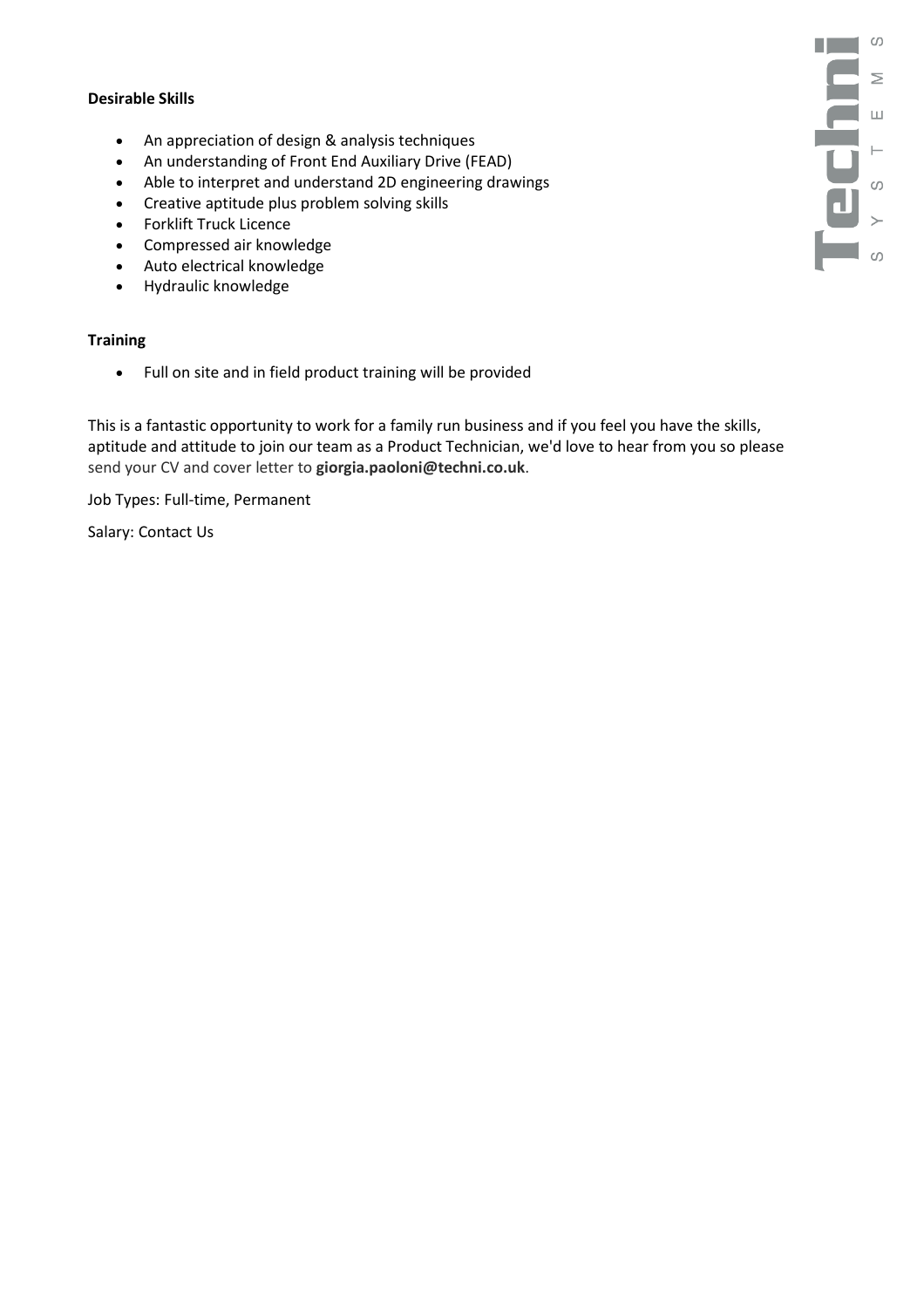**Desirable Skills**

- An appreciation of design & analysis techniques
- An understanding of Front End Auxiliary Drive (FEAD)
- Able to interpret and understand 2D engineering drawings
- Creative aptitude plus problem solving skills
- Forklift Truck Licence
- Compressed air knowledge
- Auto electrical knowledge
- Hydraulic knowledge

**Training**

- Full on site and in field product training will be provided

This is a fantastic opportunity to work for a family run business and if you feel you have the skills, aptitude and attitude to join our team as a Product Technician, we'd love to hear from you so please send your CV and cover letter to **giorgia.paoloni@techni.co.uk**.

Job Types: Full-time, Permanent

Salary: Contact Us